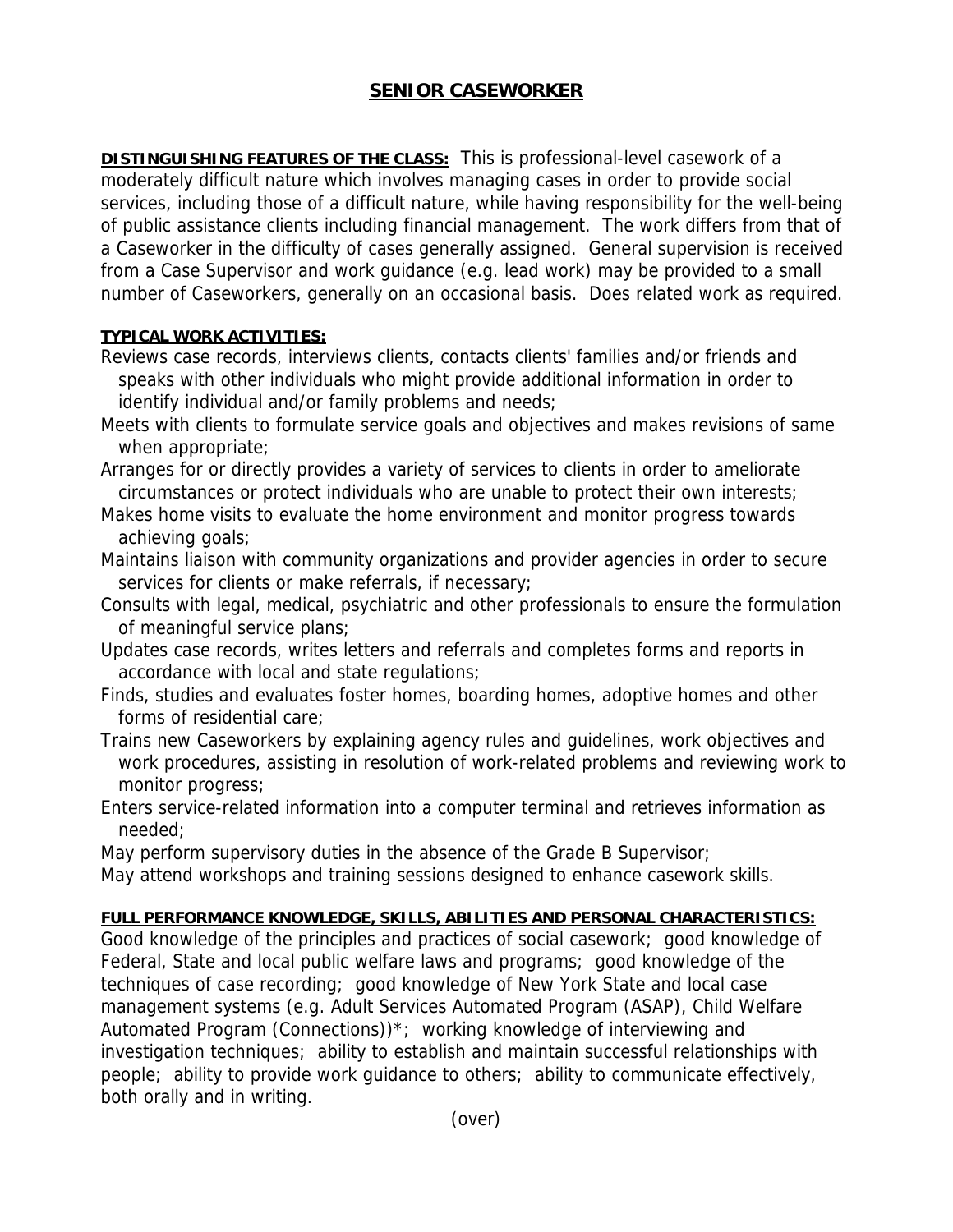# SENIOR CASEWORKER

**DISTINGUISHING FEATURES OF THE CLASS:** This is professional-level casework of a moderately difficult nature which involves managing cases in order to provide social services, including those of a difficult nature, while having responsibility for the well-being of public assistance clients including financial management. The work differs from that of a Caseworker in the difficulty of cases generally assigned. General supervision is received from a Case Supervisor and work guidance (e.g. lead work) may be provided to a small number of Caseworkers, generally on an occasional basis. Does related work as required.

**TYPICAL WORK ACTIVITIES:**

Reviews case records, interviews clients, contacts clients' families and/or friends and speaks with other individuals who might provide additional information in order to identify individual and/or family problems and needs;

Meets with clients to formulate service goals and objectives and makes revisions of same when appropriate;

Arranges for or directly provides a variety of services to clients in order to ameliorate circumstances or protect individuals who are unable to protect their own interests;

Makes home visits to evaluate the home environment and monitor progress towards achieving goals;

Maintains liaison with community organizations and provider agencies in order to secure services for clients or make referrals, if necessary;

Consults with legal, medical, psychiatric and other professionals to ensure the formulation of meaningful service plans;

Updates case records, writes letters and referrals and completes forms and reports in accordance with local and state regulations;

Finds, studies and evaluates foster homes, boarding homes, adoptive homes and other forms of residential care;

Trains new Caseworkers by explaining agency rules and guidelines, work objectives and work procedures, assisting in resolution of work-related problems and reviewing work to monitor progress;

Enters service-related information into a computer terminal and retrieves information as needed;

May perform supervisory duties in the absence of the Grade B Supervisor;

May attend workshops and training sessions designed to enhance casework skills.

**FULL PERFORMANCE KNOWLEDGE, SKILLS, ABILITIES AND PERSONAL CHARACTERISTICS:**

Good knowledge of the principles and practices of social casework; good knowledge of Federal, State and local public welfare laws and programs; good knowledge of the techniques of case recording; good knowledge of New York State and local case management systems (e.g. Adult Services Automated Program (ASAP), Child Welfare Automated Program (Connections))*; working knowledge of interviewing and investigation techniques; ability to establish and maintain successful relationships with people; ability to provide work guidance to others; ability to communicate effectively, both orally and in writing.

(over)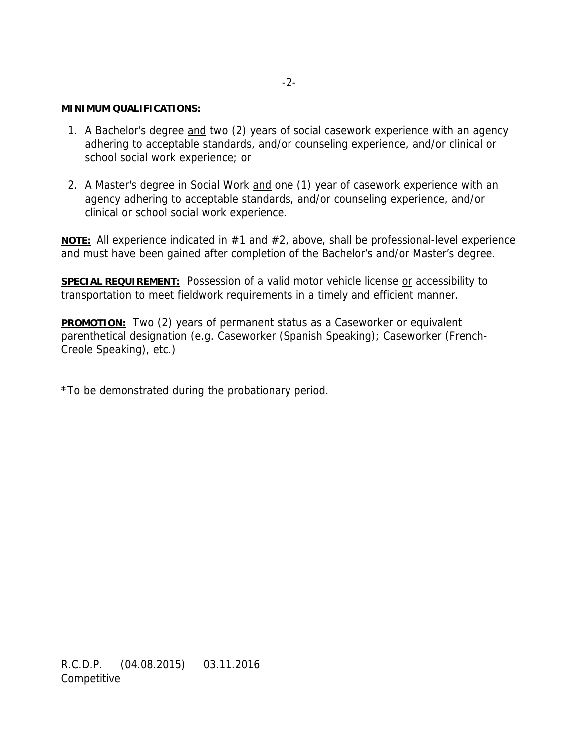**MINIMUM QUALIFICATIONS:**

1. A Bachelor's degree <u>and</u> two (2) years of social casework experience with an agency adhering to acceptable standards, and/or counseling experience, and/or clinical or school social work experience; <u>or</u>

2. A Master's degree in Social Work <u>and</u> one (1) year of casework experience with an agency adhering to acceptable standards, and/or counseling experience, and/or clinical or school social work experience.

**NOTE:** All experience indicated in #1 and #2, above, shall be professional-level experience and must have been gained after completion of the Bachelor's and/or Master's degree.

**SPECIAL REQUIREMENT:** Possession of a valid motor vehicle license <u>or</u> accessibility to transportation to meet fieldwork requirements in a timely and efficient manner.

**PROMOTION:** Two (2) years of permanent status as a Caseworker or equivalent parenthetical designation (e.g. Caseworker (Spanish Speaking); Caseworker (French-Creole Speaking), etc.)

*To be demonstrated during the probationary period.

R.C.D.P. (04.08.2015) 03.11.2016
Competitive